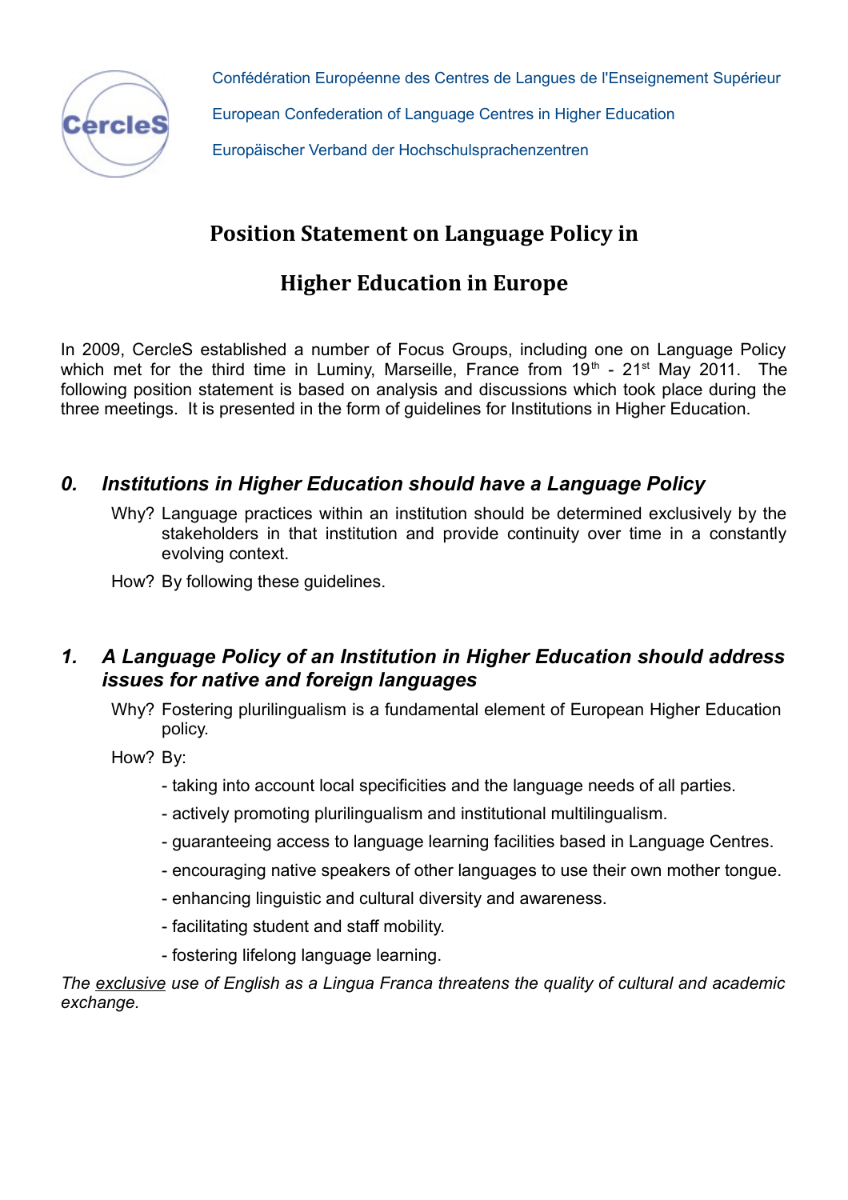Confédération Européenne des Centres de Langues de l'Enseignement Supérieur

European Confederation of Language Centres in Higher Education

Europäischer Verband der Hochschulsprachenzentren

# Position Statement on Language Policy in Higher Education in Europe

In 2009, CercleS established a number of Focus Groups, including one on Language Policy which met for the third time in Luminy, Marseille, France from 19th - 21st May 2011. The following position statement is based on analysis and discussions which took place during the three meetings. It is presented in the form of guidelines for Institutions in Higher Education.

## *0. Institutions in Higher Education should have a Language Policy*

Why? Language practices within an institution should be determined exclusively by the stakeholders in that institution and provide continuity over time in a constantly evolving context.

How? By following these guidelines.

## *1. A Language Policy of an Institution in Higher Education should address issues for native and foreign languages*

Why? Fostering plurilingualism is a fundamental element of European Higher Education policy.

How? By:

- taking into account local specificities and the language needs of all parties.
- actively promoting plurilingualism and institutional multilingualism.
- guaranteeing access to language learning facilities based in Language Centres.
- encouraging native speakers of other languages to use their own mother tongue.
- enhancing linguistic and cultural diversity and awareness.
- facilitating student and staff mobility.
- fostering lifelong language learning.

*The <u>exclusive</u> use of English as a Lingua Franca threatens the quality of cultural and academic exchange.*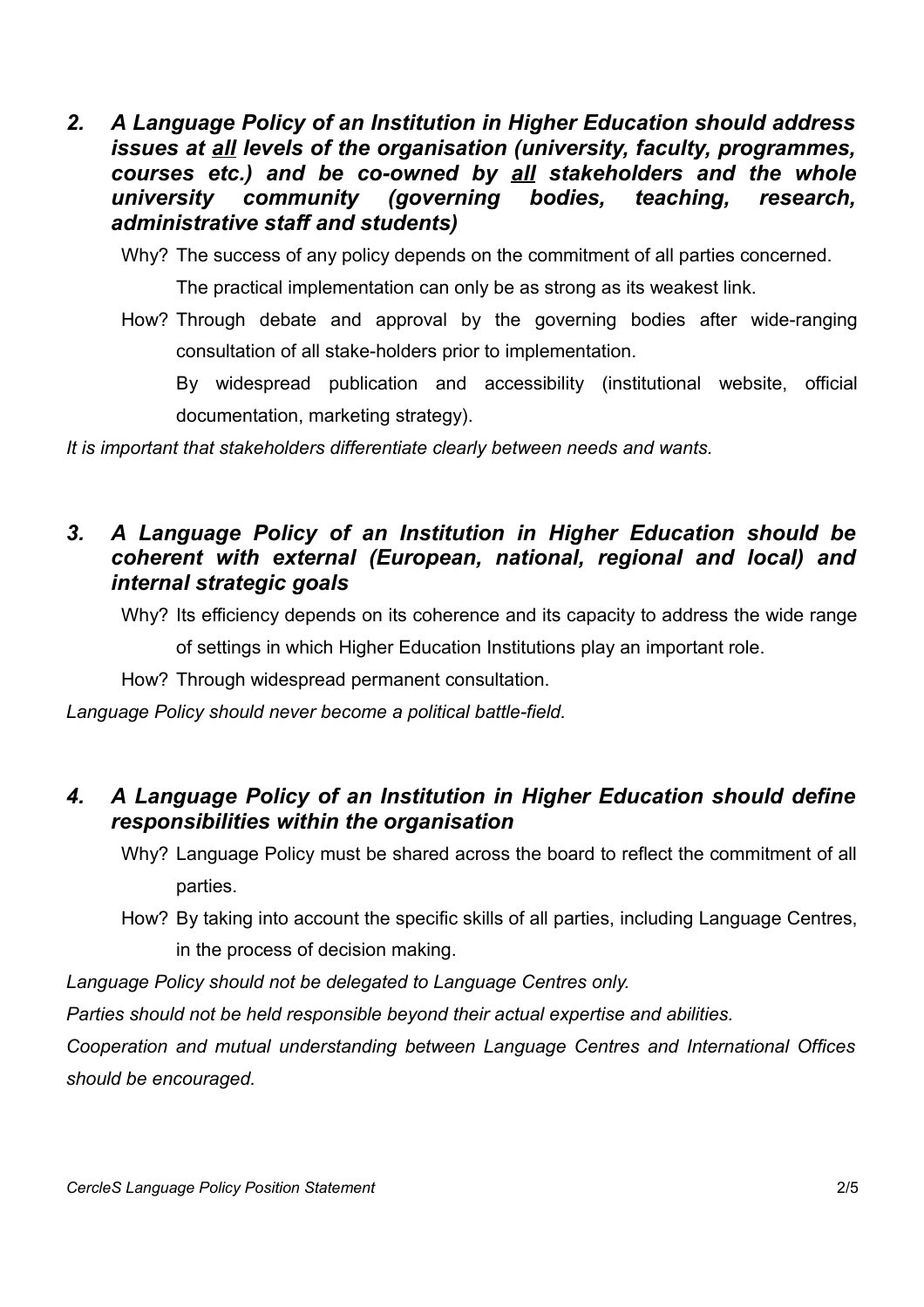## *2. A Language Policy of an Institution in Higher Education should address issues at <u>all</u> levels of the organisation (university, faculty, programmes, courses etc.) and be co-owned by <u>all</u> stakeholders and the whole university community (governing bodies, teaching, research, administrative staff and students)*

Why? The success of any policy depends on the commitment of all parties concerned.
The practical implementation can only be as strong as its weakest link.

How? Through debate and approval by the governing bodies after wide-ranging consultation of all stake-holders prior to implementation.
By widespread publication and accessibility (institutional website, official documentation, marketing strategy).

*It is important that stakeholders differentiate clearly between needs and wants.*

## *3. A Language Policy of an Institution in Higher Education should be coherent with external (European, national, regional and local) and internal strategic goals*

Why? Its efficiency depends on its coherence and its capacity to address the wide range of settings in which Higher Education Institutions play an important role.

How? Through widespread permanent consultation.

*Language Policy should never become a political battle-field.*

## *4. A Language Policy of an Institution in Higher Education should define responsibilities within the organisation*

Why? Language Policy must be shared across the board to reflect the commitment of all parties.

How? By taking into account the specific skills of all parties, including Language Centres, in the process of decision making.

*Language Policy should not be delegated to Language Centres only.*

*Parties should not be held responsible beyond their actual expertise and abilities.*

*Cooperation and mutual understanding between Language Centres and International Offices should be encouraged.*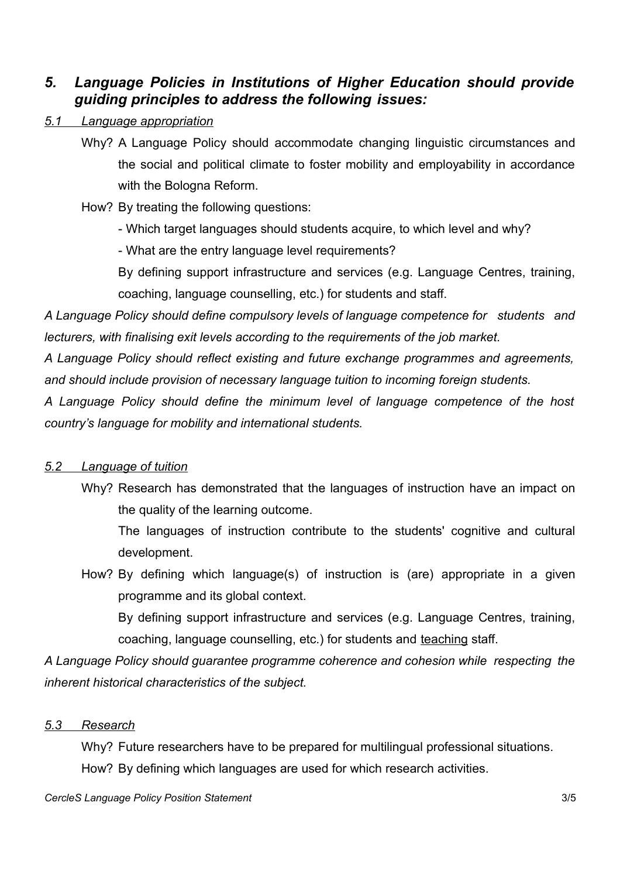## *5. Language Policies in Institutions of Higher Education should provide guiding principles to address the following issues:*

*5.1 Language appropriation*

Why? A Language Policy should accommodate changing linguistic circumstances and the social and political climate to foster mobility and employability in accordance with the Bologna Reform.

How? By treating the following questions:

- Which target languages should students acquire, to which level and why?
- What are the entry language level requirements?

By defining support infrastructure and services (e.g. Language Centres, training, coaching, language counselling, etc.) for students and staff.

*A Language Policy should define compulsory levels of language competence for students and lecturers, with finalising exit levels according to the requirements of the job market.*

*A Language Policy should reflect existing and future exchange programmes and agreements, and should include provision of necessary language tuition to incoming foreign students.*

*A Language Policy should define the minimum level of language competence of the host country's language for mobility and international students.*

*5.2 Language of tuition*

Why? Research has demonstrated that the languages of instruction have an impact on the quality of the learning outcome.

The languages of instruction contribute to the students' cognitive and cultural development.

How? By defining which language(s) of instruction is (are) appropriate in a given programme and its global context.

By defining support infrastructure and services (e.g. Language Centres, training, coaching, language counselling, etc.) for students and <u>teaching</u> staff.

*A Language Policy should guarantee programme coherence and cohesion while respecting the inherent historical characteristics of the subject.*

*5.3 Research*

Why? Future researchers have to be prepared for multilingual professional situations.

How? By defining which languages are used for which research activities.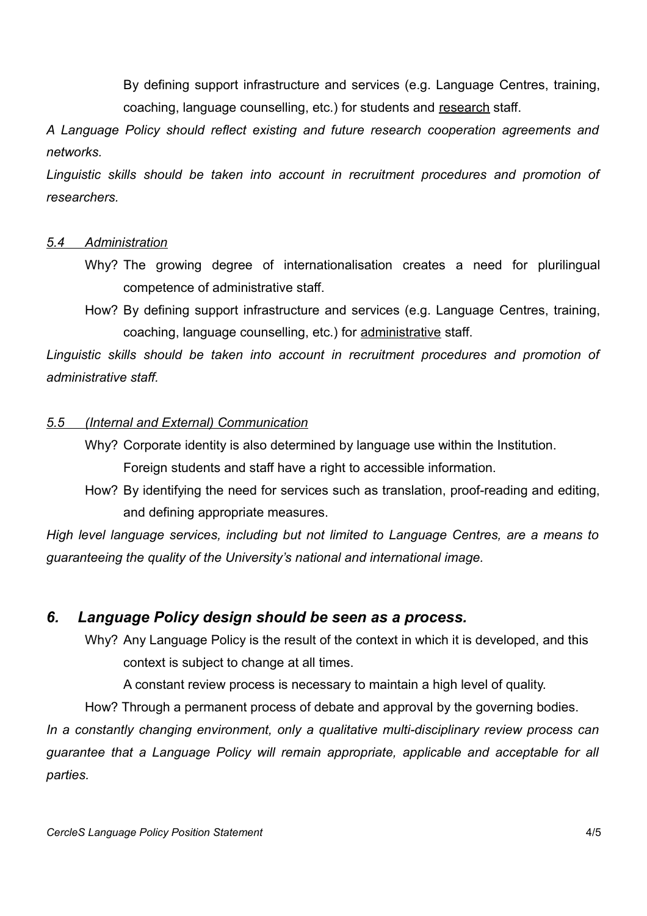By defining support infrastructure and services (e.g. Language Centres, training, coaching, language counselling, etc.) for students and <u>research</u> staff.

*A Language Policy should reflect existing and future research cooperation agreements and networks.*

*Linguistic skills should be taken into account in recruitment procedures and promotion of researchers.*

### *5.4 Administration*

Why? The growing degree of internationalisation creates a need for plurilingual competence of administrative staff.

How? By defining support infrastructure and services (e.g. Language Centres, training, coaching, language counselling, etc.) for <u>administrative</u> staff.

*Linguistic skills should be taken into account in recruitment procedures and promotion of administrative staff.*

### *5.5 (Internal and External) Communication*

Why? Corporate identity is also determined by language use within the Institution.
Foreign students and staff have a right to accessible information.

How? By identifying the need for services such as translation, proof-reading and editing, and defining appropriate measures.

*High level language services, including but not limited to Language Centres, are a means to guaranteeing the quality of the University's national and international image.*

## *6. Language Policy design should be seen as a process.*

Why? Any Language Policy is the result of the context in which it is developed, and this context is subject to change at all times.
A constant review process is necessary to maintain a high level of quality.

How? Through a permanent process of debate and approval by the governing bodies.

*In a constantly changing environment, only a qualitative multi-disciplinary review process can guarantee that a Language Policy will remain appropriate, applicable and acceptable for all parties.*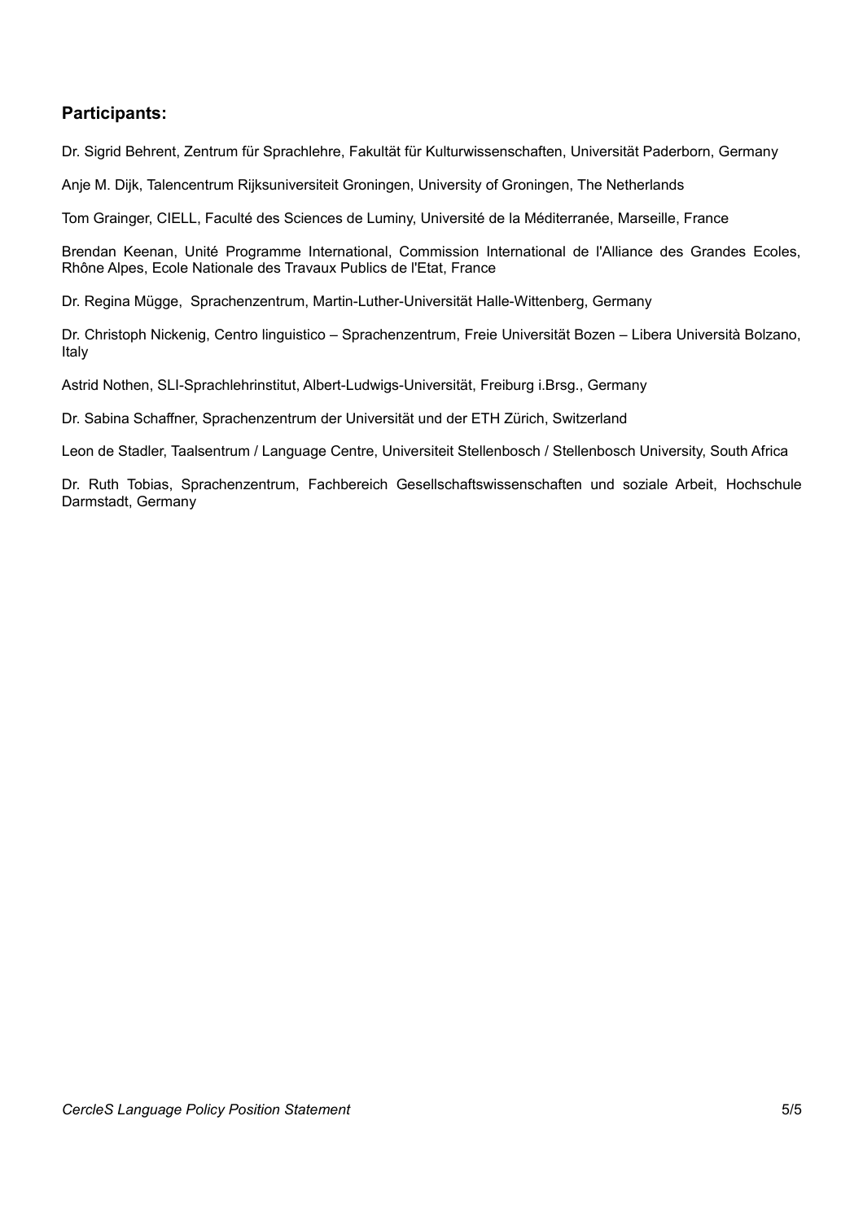## Participants:

Dr. Sigrid Behrent, Zentrum für Sprachlehre, Fakultät für Kulturwissenschaften, Universität Paderborn, Germany

Anje M. Dijk, Talencentrum Rijksuniversiteit Groningen, University of Groningen, The Netherlands

Tom Grainger, CIELL, Faculté des Sciences de Luminy, Université de la Méditerranée, Marseille, France

Brendan Keenan, Unité Programme International, Commission International de l'Alliance des Grandes Ecoles, Rhône Alpes, Ecole Nationale des Travaux Publics de l'Etat, France

Dr. Regina Mügge, Sprachenzentrum, Martin-Luther-Universität Halle-Wittenberg, Germany

Dr. Christoph Nickenig, Centro linguistico – Sprachenzentrum, Freie Universität Bozen – Libera Università Bolzano, Italy

Astrid Nothen, SLI-Sprachlehrinstitut, Albert-Ludwigs-Universität, Freiburg i.Brsg., Germany

Dr. Sabina Schaffner, Sprachenzentrum der Universität und der ETH Zürich, Switzerland

Leon de Stadler, Taalsentrum / Language Centre, Universiteit Stellenbosch / Stellenbosch University, South Africa

Dr. Ruth Tobias, Sprachenzentrum, Fachbereich Gesellschaftswissenschaften und soziale Arbeit, Hochschule Darmstadt, Germany